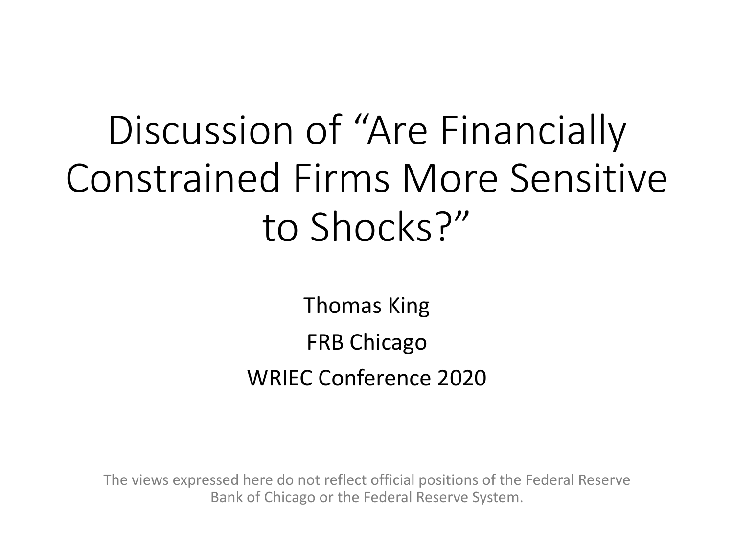# Discussion of “Are Financially Constrained Firms More Sensitive to Shocks?”

Thomas King

FRB Chicago

WRIEC Conference 2020

The views expressed here do not reflect official positions of the Federal Reserve Bank of Chicago or the Federal Reserve System.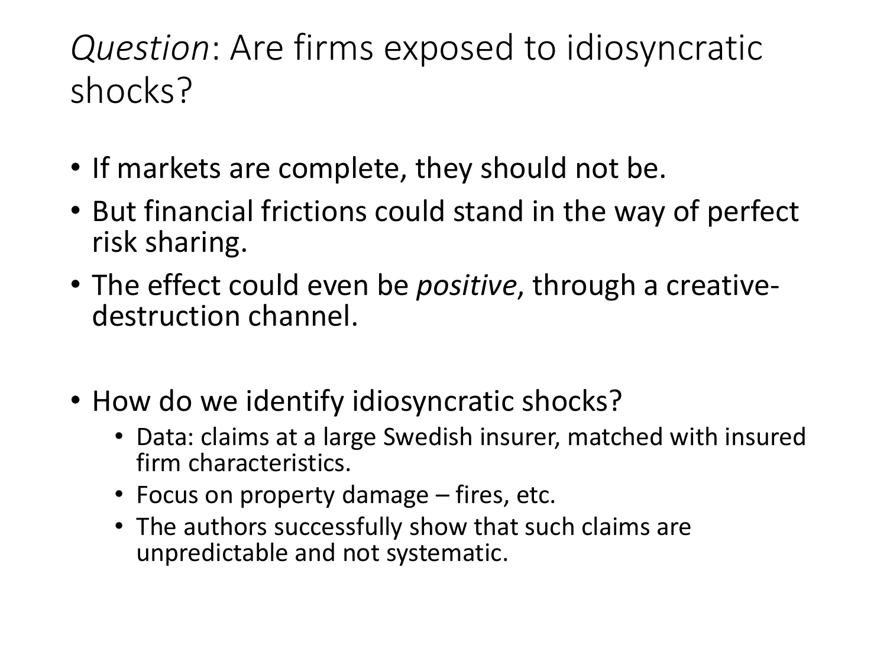# *Question*: Are firms exposed to idiosyncratic shocks?

- If markets are complete, they should not be.
- But financial frictions could stand in the way of perfect risk sharing.
- The effect could even be *positive*, through a creative-destruction channel.

- How do we identify idiosyncratic shocks?
  - Data: claims at a large Swedish insurer, matched with insured firm characteristics.
  - Focus on property damage – fires, etc.
  - The authors successfully show that such claims are unpredictable and not systematic.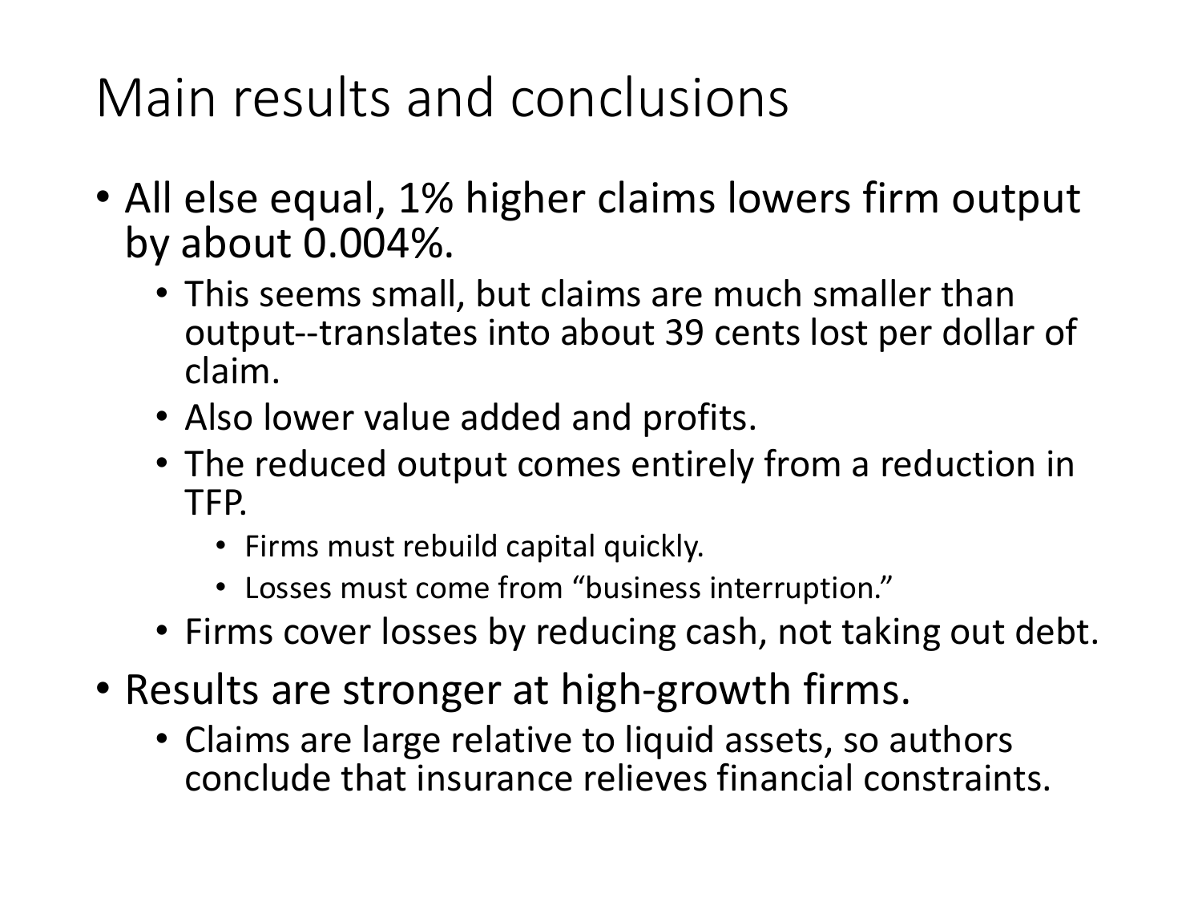# Main results and conclusions

- All else equal, 1% higher claims lowers firm output by about 0.004%.
  - This seems small, but claims are much smaller than output--translates into about 39 cents lost per dollar of claim.
  - Also lower value added and profits.
  - The reduced output comes entirely from a reduction in TFP.
    - Firms must rebuild capital quickly.
    - Losses must come from "business interruption."
  - Firms cover losses by reducing cash, not taking out debt.
- Results are stronger at high-growth firms.
  - Claims are large relative to liquid assets, so authors conclude that insurance relieves financial constraints.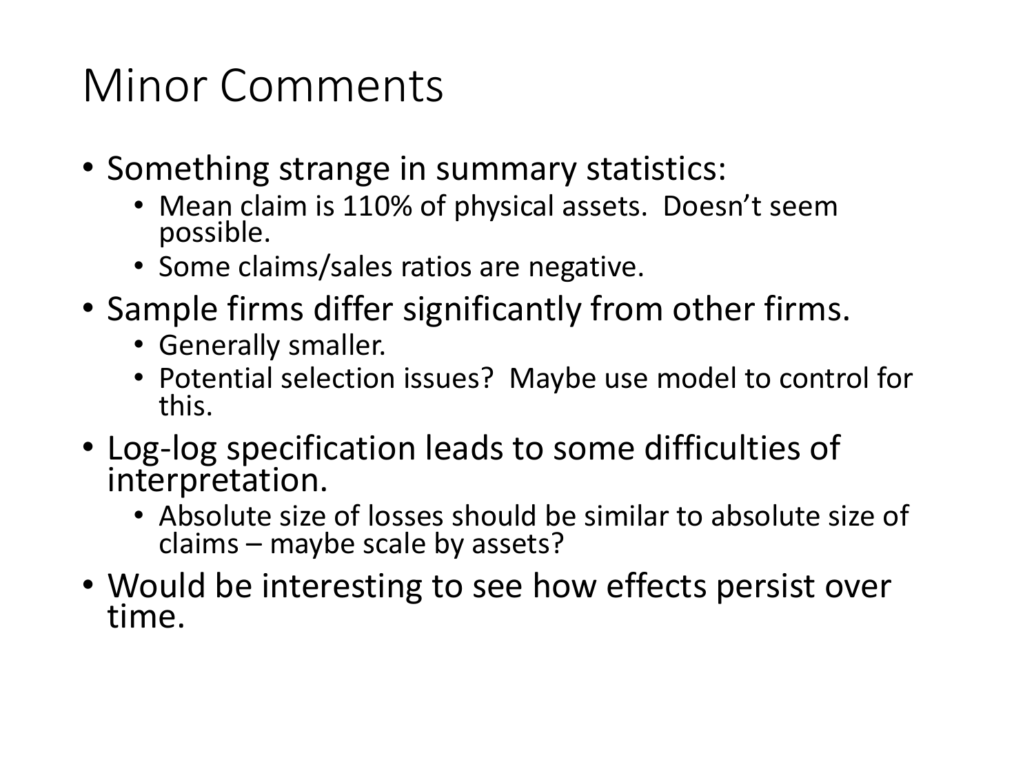# Minor Comments

- Something strange in summary statistics:
  - Mean claim is 110% of physical assets. Doesn't seem possible.
  - Some claims/sales ratios are negative.
- Sample firms differ significantly from other firms.
  - Generally smaller.
  - Potential selection issues? Maybe use model to control for this.
- Log-log specification leads to some difficulties of interpretation.
  - Absolute size of losses should be similar to absolute size of claims – maybe scale by assets?
- Would be interesting to see how effects persist over time.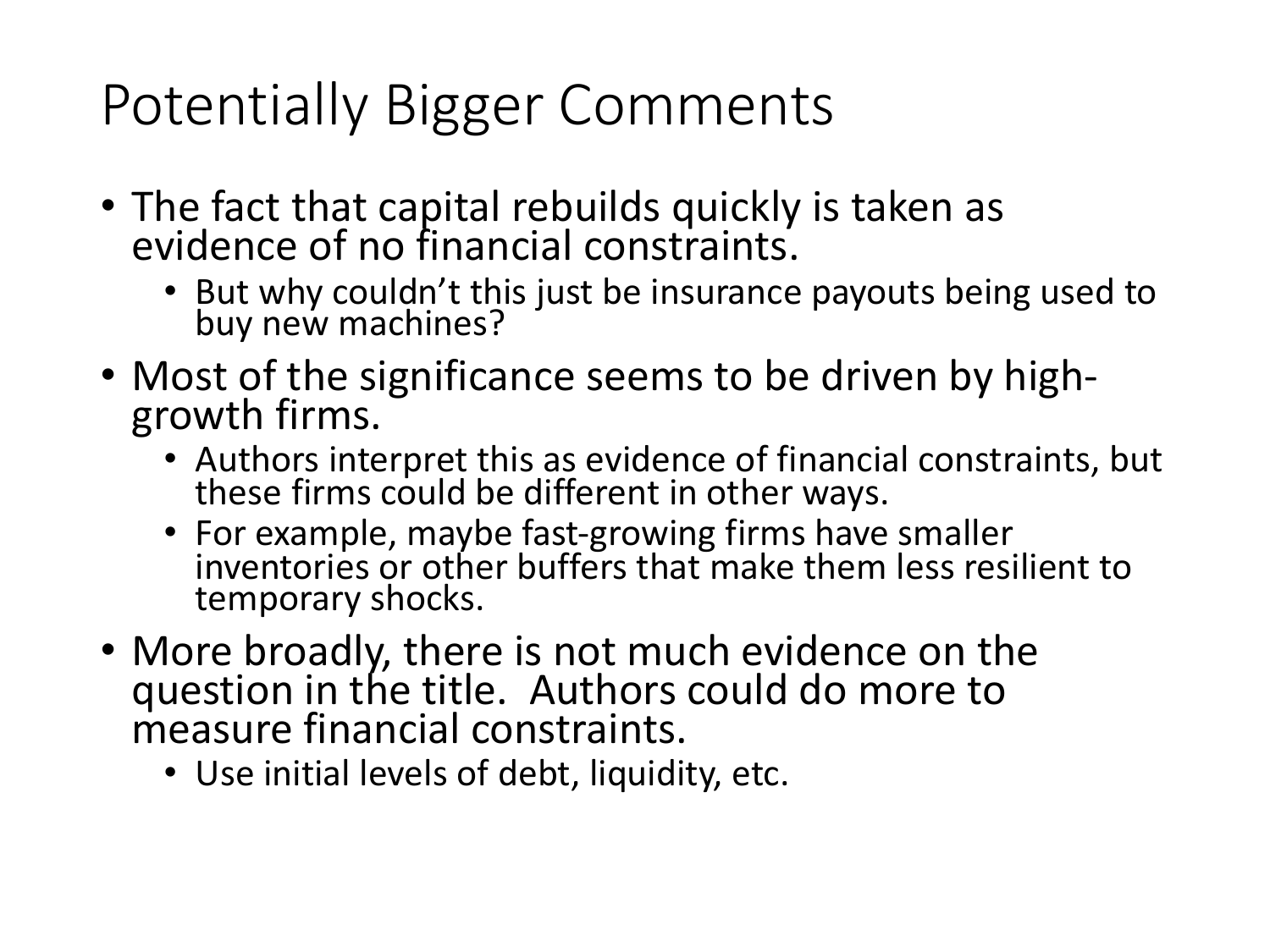# Potentially Bigger Comments

- The fact that capital rebuilds quickly is taken as evidence of no financial constraints.
  - But why couldn't this just be insurance payouts being used to buy new machines?
- Most of the significance seems to be driven by high-growth firms.
  - Authors interpret this as evidence of financial constraints, but these firms could be different in other ways.
  - For example, maybe fast-growing firms have smaller inventories or other buffers that make them less resilient to temporary shocks.
- More broadly, there is not much evidence on the question in the title. Authors could do more to measure financial constraints.
  - Use initial levels of debt, liquidity, etc.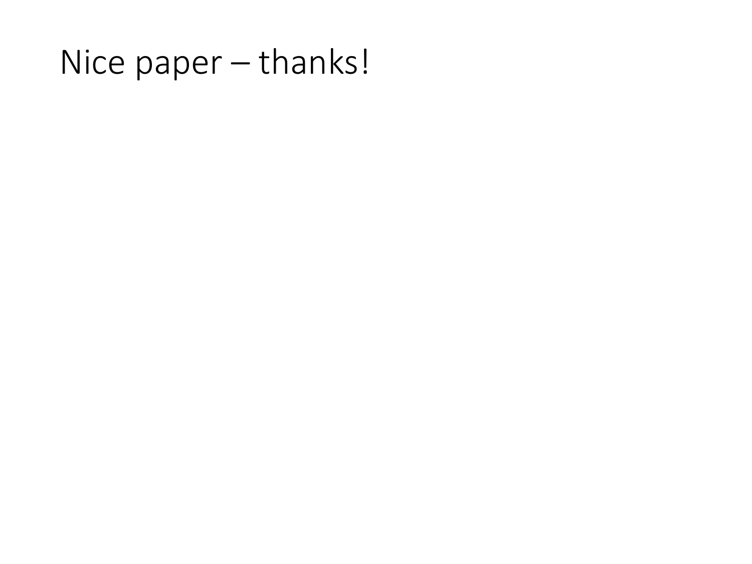# Nice paper – thanks!